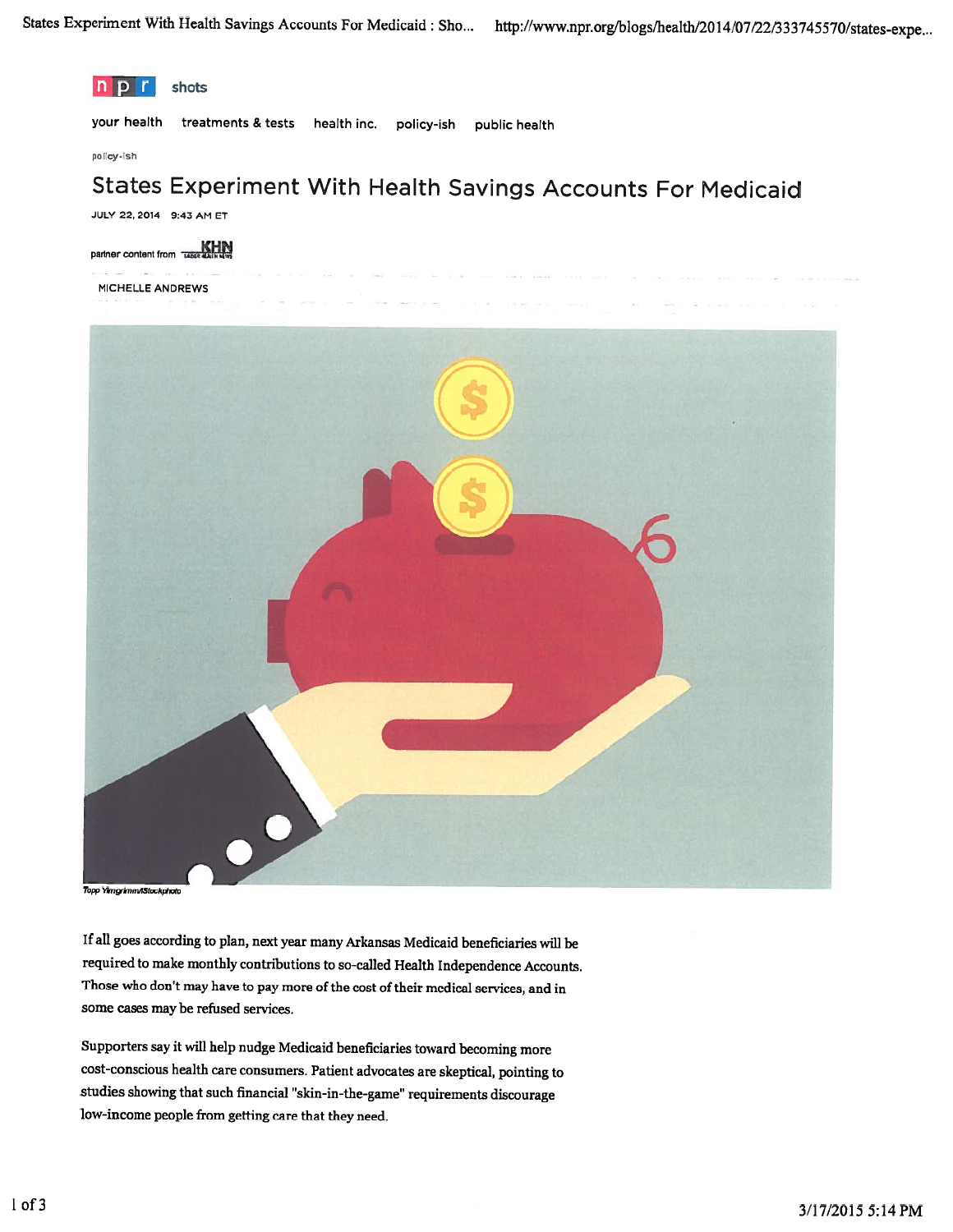npr shots

your health | treatments & tests | health inc. | policy-ish | public health

policy-ish

# States Experiment With Health Savings Accounts For Medicaid

JULY 22, 2014 9:43 AM ET

partner content from KHN

MICHELLE ANDREWS

Topp Yimgrimm/iStockphoto

If all goes according to plan, next year many Arkansas Medicaid beneficiaries will be required to make monthly contributions to so-called Health Independence Accounts. Those who don't may have to pay more of the cost of their medical services, and in some cases may be refused services.

Supporters say it will help nudge Medicaid beneficiaries toward becoming more cost-conscious health care consumers. Patient advocates are skeptical, pointing to studies showing that such financial "skin-in-the-game" requirements discourage low-income people from getting care that they need.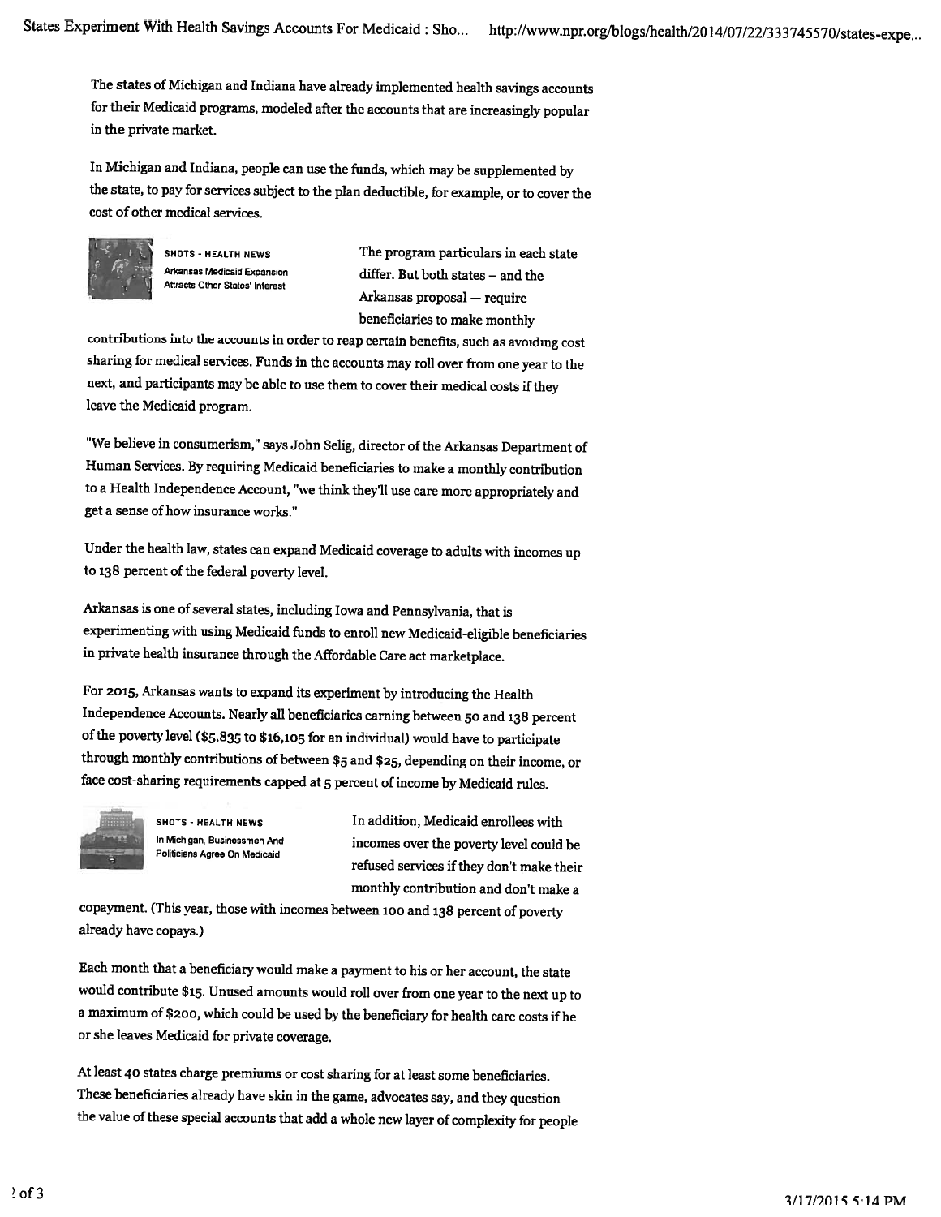The states of Michigan and Indiana have already implemented health savings accounts for their Medicaid programs, modeled after the accounts that are increasingly popular in the private market.

In Michigan and Indiana, people can use the funds, which may be supplemented by the state, to pay for services subject to the plan deductible, for example, or to cover the cost of other medical services.

SHOTS - HEALTH NEWS
Arkansas Medicaid Expansion Attracts Other States' Interest

The program particulars in each state differ. But both states – and the Arkansas proposal – require beneficiaries to make monthly contributions into the accounts in order to reap certain benefits, such as avoiding cost sharing for medical services. Funds in the accounts may roll over from one year to the next, and participants may be able to use them to cover their medical costs if they leave the Medicaid program.

"We believe in consumerism," says John Selig, director of the Arkansas Department of Human Services. By requiring Medicaid beneficiaries to make a monthly contribution to a Health Independence Account, "we think they'll use care more appropriately and get a sense of how insurance works."

Under the health law, states can expand Medicaid coverage to adults with incomes up to 138 percent of the federal poverty level.

Arkansas is one of several states, including Iowa and Pennsylvania, that is experimenting with using Medicaid funds to enroll new Medicaid-eligible beneficiaries in private health insurance through the Affordable Care act marketplace.

For 2015, Arkansas wants to expand its experiment by introducing the Health Independence Accounts. Nearly all beneficiaries earning between 50 and 138 percent of the poverty level ($5,835 to $16,105 for an individual) would have to participate through monthly contributions of between $5 and $25, depending on their income, or face cost-sharing requirements capped at 5 percent of income by Medicaid rules.

SHOTS - HEALTH NEWS
In Michigan, Businessmen And Politicians Agree On Medicaid

In addition, Medicaid enrollees with incomes over the poverty level could be refused services if they don't make their monthly contribution and don't make a copayment. (This year, those with incomes between 100 and 138 percent of poverty already have copays.)

Each month that a beneficiary would make a payment to his or her account, the state would contribute $15. Unused amounts would roll over from one year to the next up to a maximum of $200, which could be used by the beneficiary for health care costs if he or she leaves Medicaid for private coverage.

At least 40 states charge premiums or cost sharing for at least some beneficiaries. These beneficiaries already have skin in the game, advocates say, and they question the value of these special accounts that add a whole new layer of complexity for people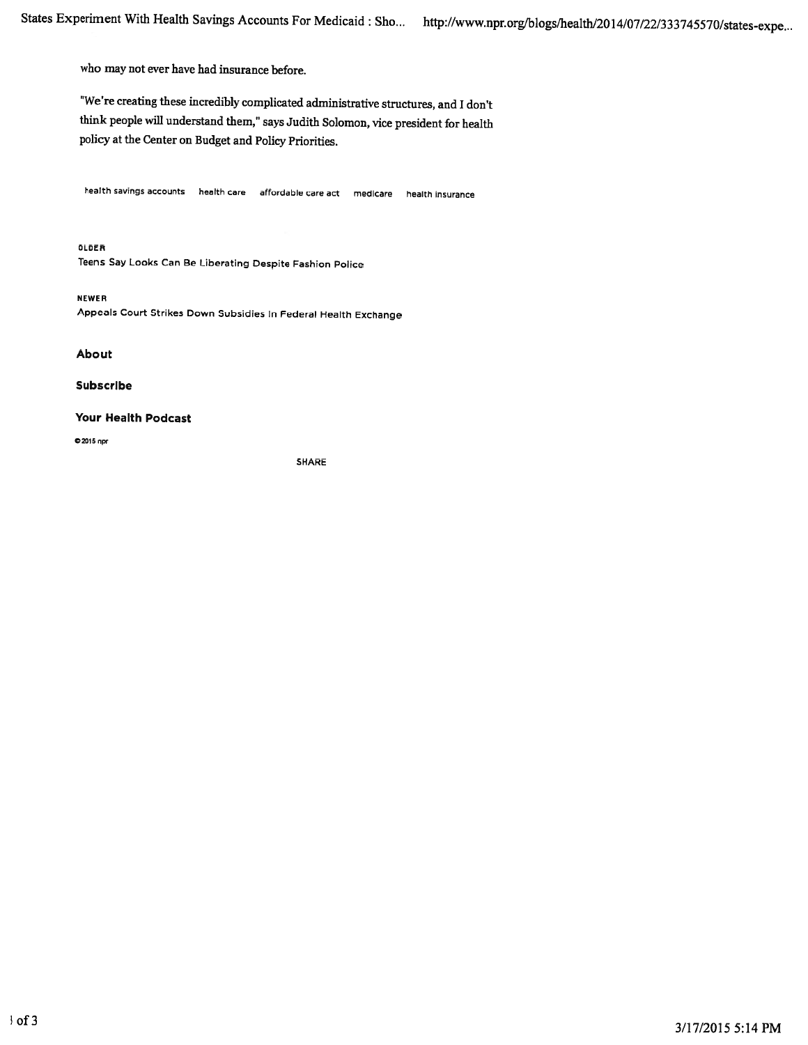who may not ever have had insurance before.

"We're creating these incredibly complicated administrative structures, and I don't think people will understand them," says Judith Solomon, vice president for health policy at the Center on Budget and Policy Priorities.

health savings accounts   health care   affordable care act   medicare   health insurance

OLDER
Teens Say Looks Can Be Liberating Despite Fashion Police

NEWER
Appeals Court Strikes Down Subsidies In Federal Health Exchange

**About**

**Subscribe**

**Your Health Podcast**

© 2015 npr

SHARE